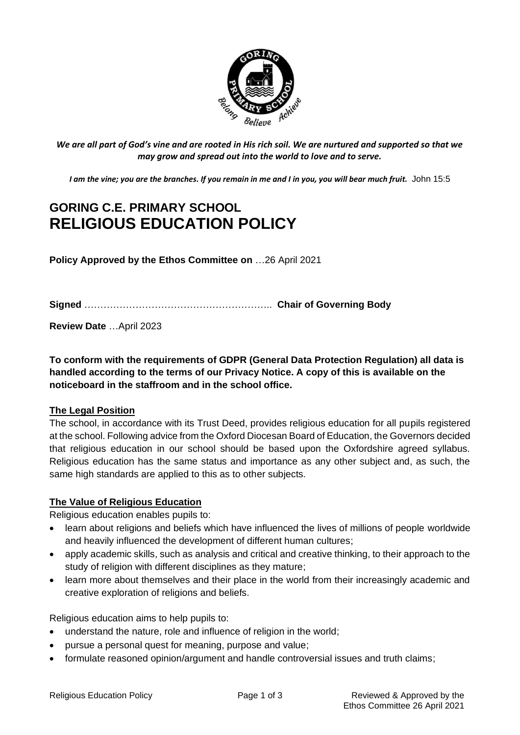*We are all part of God's vine and are rooted in His rich soil. We are nurtured and supported so that we may grow and spread out into the world to love and to serve.*

*I am the vine; you are the branches. If you remain in me and I in you, you will bear much fruit.* John 15:5

# GORING C.E. PRIMARY SCHOOL
# RELIGIOUS EDUCATION POLICY

**Policy Approved by the Ethos Committee on** …26 April 2021

**Signed** ………………………………………………….. **Chair of Governing Body**

**Review Date** …April 2023

**To conform with the requirements of GDPR (General Data Protection Regulation) all data is handled according to the terms of our Privacy Notice. A copy of this is available on the noticeboard in the staffroom and in the school office.**

## The Legal Position

The school, in accordance with its Trust Deed, provides religious education for all pupils registered at the school. Following advice from the Oxford Diocesan Board of Education, the Governors decided that religious education in our school should be based upon the Oxfordshire agreed syllabus. Religious education has the same status and importance as any other subject and, as such, the same high standards are applied to this as to other subjects.

## The Value of Religious Education

Religious education enables pupils to:

- learn about religions and beliefs which have influenced the lives of millions of people worldwide and heavily influenced the development of different human cultures;
- apply academic skills, such as analysis and critical and creative thinking, to their approach to the study of religion with different disciplines as they mature;
- learn more about themselves and their place in the world from their increasingly academic and creative exploration of religions and beliefs.

Religious education aims to help pupils to:

- understand the nature, role and influence of religion in the world;
- pursue a personal quest for meaning, purpose and value;
- formulate reasoned opinion/argument and handle controversial issues and truth claims;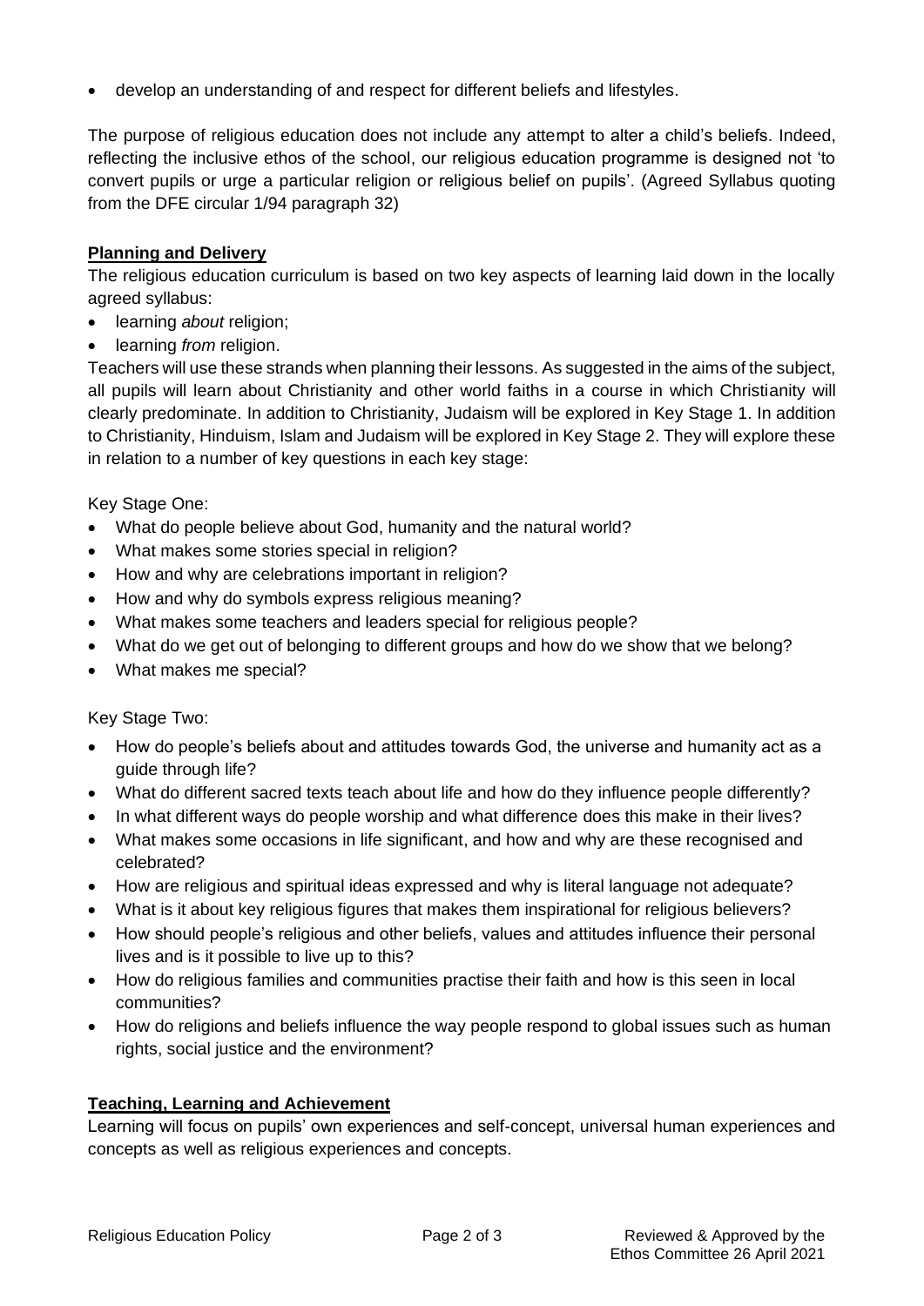- develop an understanding of and respect for different beliefs and lifestyles.

The purpose of religious education does not include any attempt to alter a child's beliefs. Indeed, reflecting the inclusive ethos of the school, our religious education programme is designed not 'to convert pupils or urge a particular religion or religious belief on pupils'. (Agreed Syllabus quoting from the DFE circular 1/94 paragraph 32)

**Planning and Delivery**

The religious education curriculum is based on two key aspects of learning laid down in the locally agreed syllabus:

- learning *about* religion;
- learning *from* religion.

Teachers will use these strands when planning their lessons. As suggested in the aims of the subject, all pupils will learn about Christianity and other world faiths in a course in which Christianity will clearly predominate. In addition to Christianity, Judaism will be explored in Key Stage 1. In addition to Christianity, Hinduism, Islam and Judaism will be explored in Key Stage 2. They will explore these in relation to a number of key questions in each key stage:

Key Stage One:

- What do people believe about God, humanity and the natural world?
- What makes some stories special in religion?
- How and why are celebrations important in religion?
- How and why do symbols express religious meaning?
- What makes some teachers and leaders special for religious people?
- What do we get out of belonging to different groups and how do we show that we belong?
- What makes me special?

Key Stage Two:

- How do people's beliefs about and attitudes towards God, the universe and humanity act as a guide through life?
- What do different sacred texts teach about life and how do they influence people differently?
- In what different ways do people worship and what difference does this make in their lives?
- What makes some occasions in life significant, and how and why are these recognised and celebrated?
- How are religious and spiritual ideas expressed and why is literal language not adequate?
- What is it about key religious figures that makes them inspirational for religious believers?
- How should people's religious and other beliefs, values and attitudes influence their personal lives and is it possible to live up to this?
- How do religious families and communities practise their faith and how is this seen in local communities?
- How do religions and beliefs influence the way people respond to global issues such as human rights, social justice and the environment?

**Teaching, Learning and Achievement**

Learning will focus on pupils' own experiences and self-concept, universal human experiences and concepts as well as religious experiences and concepts.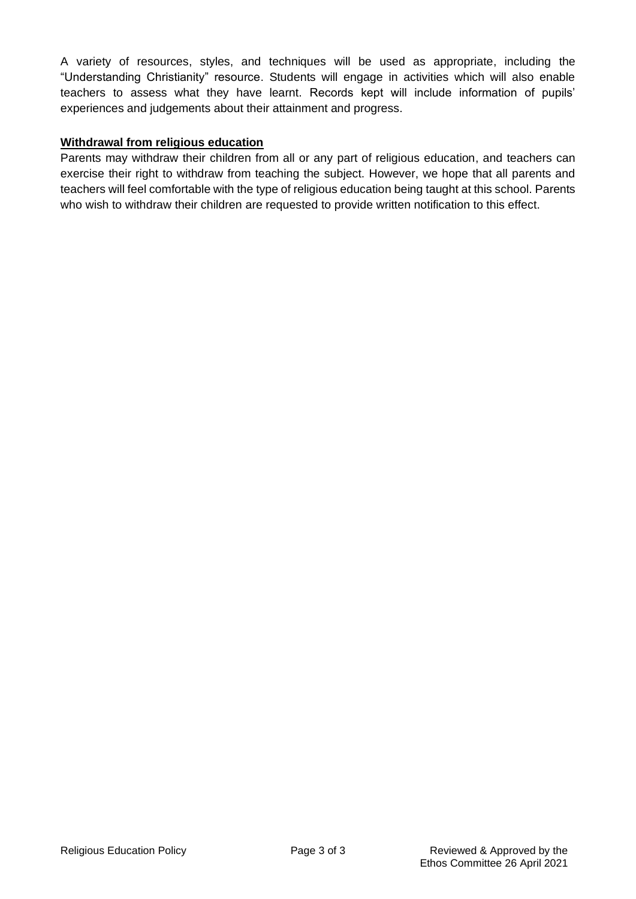A variety of resources, styles, and techniques will be used as appropriate, including the "Understanding Christianity" resource. Students will engage in activities which will also enable teachers to assess what they have learnt. Records kept will include information of pupils' experiences and judgements about their attainment and progress.

**Withdrawal from religious education**

Parents may withdraw their children from all or any part of religious education, and teachers can exercise their right to withdraw from teaching the subject. However, we hope that all parents and teachers will feel comfortable with the type of religious education being taught at this school. Parents who wish to withdraw their children are requested to provide written notification to this effect.